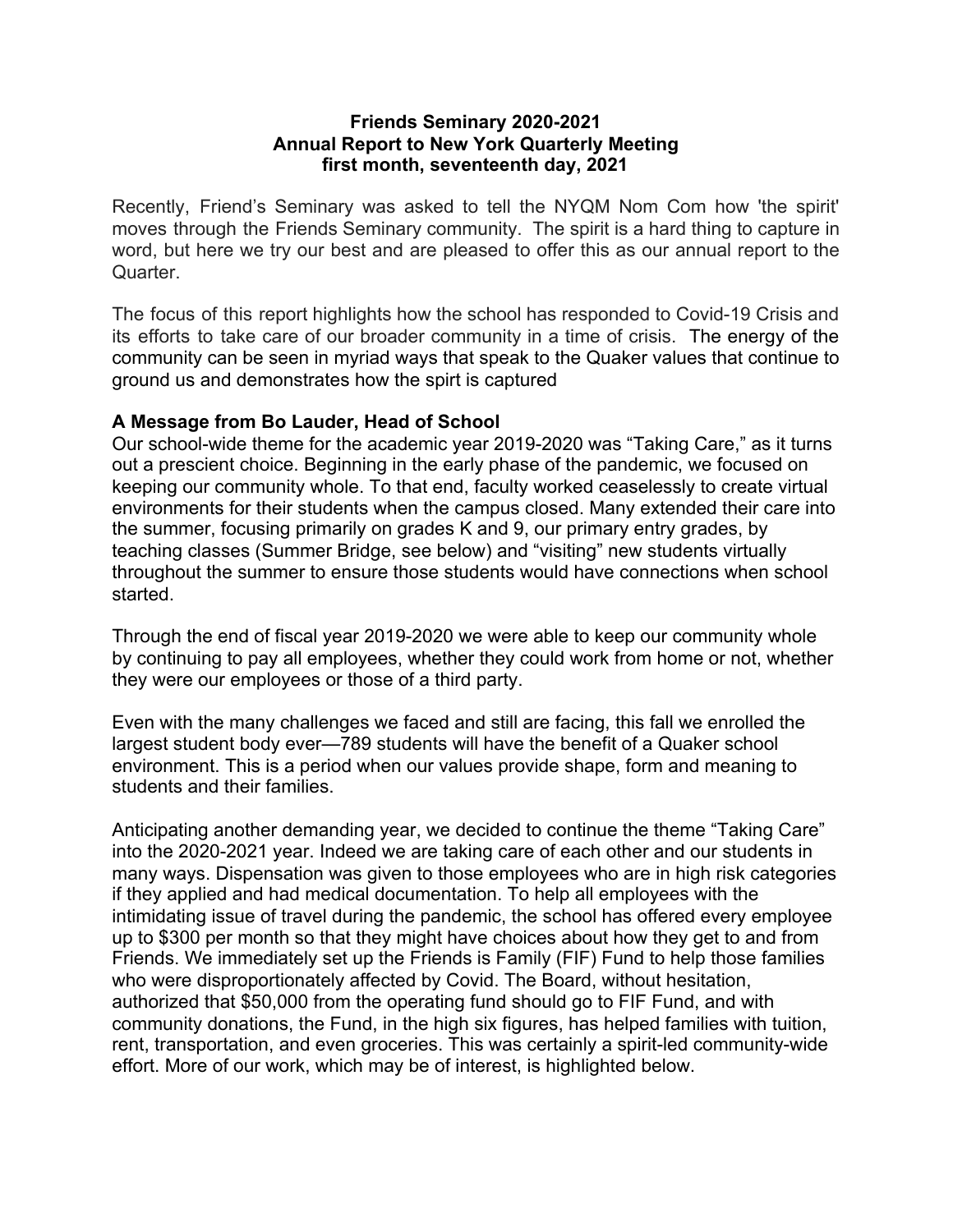**Friends Seminary 2020-2021**
**Annual Report to New York Quarterly Meeting**
**first month, seventeenth day, 2021**

Recently, Friend's Seminary was asked to tell the NYQM Nom Com how 'the spirit' moves through the Friends Seminary community. The spirit is a hard thing to capture in word, but here we try our best and are pleased to offer this as our annual report to the Quarter.

The focus of this report highlights how the school has responded to Covid-19 Crisis and its efforts to take care of our broader community in a time of crisis. The energy of the community can be seen in myriad ways that speak to the Quaker values that continue to ground us and demonstrates how the spirt is captured

**A Message from Bo Lauder, Head of School**

Our school-wide theme for the academic year 2019-2020 was "Taking Care," as it turns out a prescient choice. Beginning in the early phase of the pandemic, we focused on keeping our community whole. To that end, faculty worked ceaselessly to create virtual environments for their students when the campus closed. Many extended their care into the summer, focusing primarily on grades K and 9, our primary entry grades, by teaching classes (Summer Bridge, see below) and "visiting" new students virtually throughout the summer to ensure those students would have connections when school started.

Through the end of fiscal year 2019-2020 we were able to keep our community whole by continuing to pay all employees, whether they could work from home or not, whether they were our employees or those of a third party.

Even with the many challenges we faced and still are facing, this fall we enrolled the largest student body ever—789 students will have the benefit of a Quaker school environment. This is a period when our values provide shape, form and meaning to students and their families.

Anticipating another demanding year, we decided to continue the theme "Taking Care" into the 2020-2021 year. Indeed we are taking care of each other and our students in many ways. Dispensation was given to those employees who are in high risk categories if they applied and had medical documentation. To help all employees with the intimidating issue of travel during the pandemic, the school has offered every employee up to $300 per month so that they might have choices about how they get to and from Friends. We immediately set up the Friends is Family (FIF) Fund to help those families who were disproportionately affected by Covid. The Board, without hesitation, authorized that $50,000 from the operating fund should go to FIF Fund, and with community donations, the Fund, in the high six figures, has helped families with tuition, rent, transportation, and even groceries. This was certainly a spirit-led community-wide effort. More of our work, which may be of interest, is highlighted below.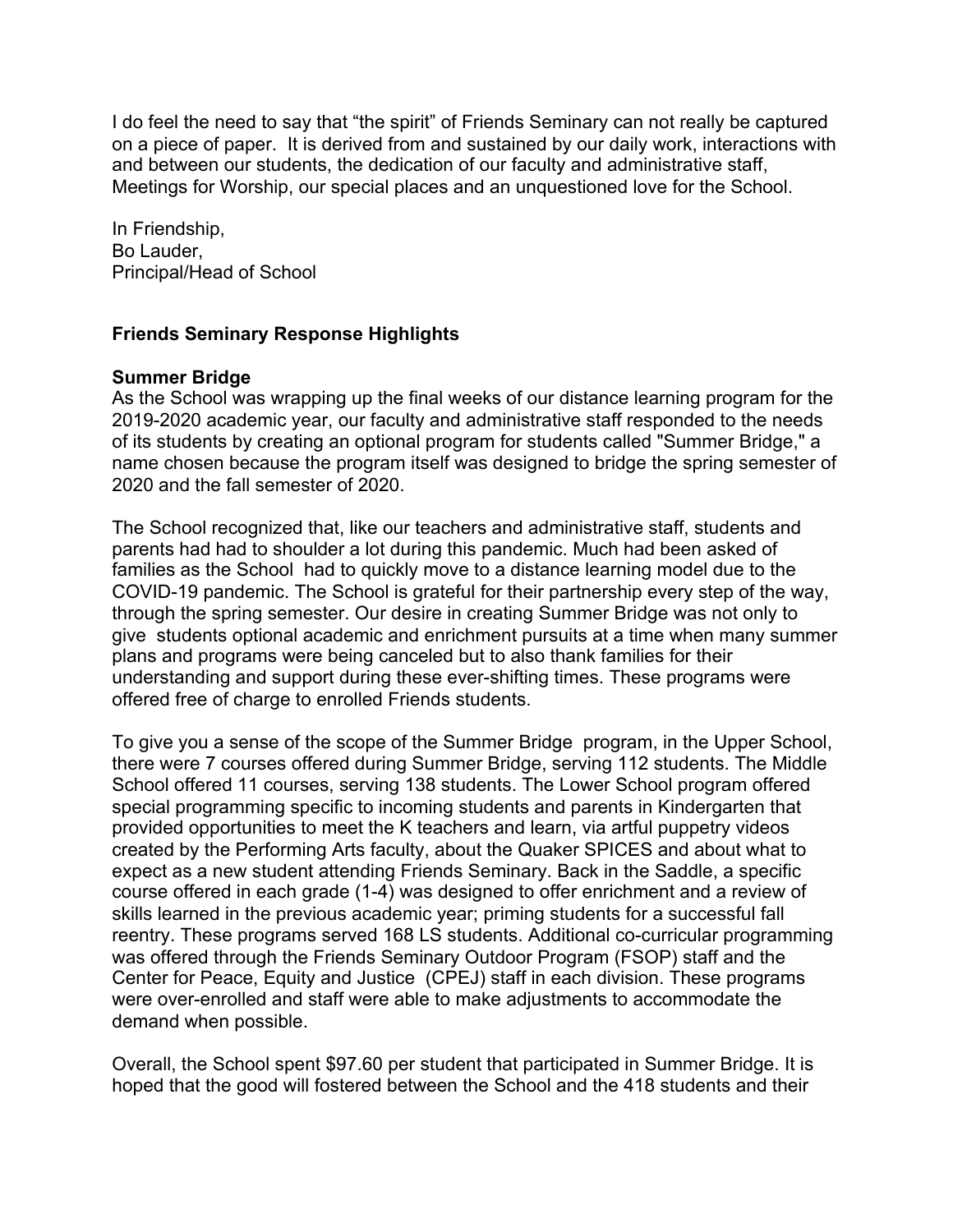I do feel the need to say that "the spirit" of Friends Seminary can not really be captured on a piece of paper. It is derived from and sustained by our daily work, interactions with and between our students, the dedication of our faculty and administrative staff, Meetings for Worship, our special places and an unquestioned love for the School.

In Friendship,  
Bo Lauder,  
Principal/Head of School

**Friends Seminary Response Highlights**

**Summer Bridge**

As the School was wrapping up the final weeks of our distance learning program for the 2019-2020 academic year, our faculty and administrative staff responded to the needs of its students by creating an optional program for students called "Summer Bridge," a name chosen because the program itself was designed to bridge the spring semester of 2020 and the fall semester of 2020.

The School recognized that, like our teachers and administrative staff, students and parents had had to shoulder a lot during this pandemic. Much had been asked of families as the School had to quickly move to a distance learning model due to the COVID-19 pandemic. The School is grateful for their partnership every step of the way, through the spring semester. Our desire in creating Summer Bridge was not only to give students optional academic and enrichment pursuits at a time when many summer plans and programs were being canceled but to also thank families for their understanding and support during these ever-shifting times. These programs were offered free of charge to enrolled Friends students.

To give you a sense of the scope of the Summer Bridge program, in the Upper School, there were 7 courses offered during Summer Bridge, serving 112 students. The Middle School offered 11 courses, serving 138 students. The Lower School program offered special programming specific to incoming students and parents in Kindergarten that provided opportunities to meet the K teachers and learn, via artful puppetry videos created by the Performing Arts faculty, about the Quaker SPICES and about what to expect as a new student attending Friends Seminary. Back in the Saddle, a specific course offered in each grade (1-4) was designed to offer enrichment and a review of skills learned in the previous academic year; priming students for a successful fall reentry. These programs served 168 LS students. Additional co-curricular programming was offered through the Friends Seminary Outdoor Program (FSOP) staff and the Center for Peace, Equity and Justice (CPEJ) staff in each division. These programs were over-enrolled and staff were able to make adjustments to accommodate the demand when possible.

Overall, the School spent $97.60 per student that participated in Summer Bridge. It is hoped that the good will fostered between the School and the 418 students and their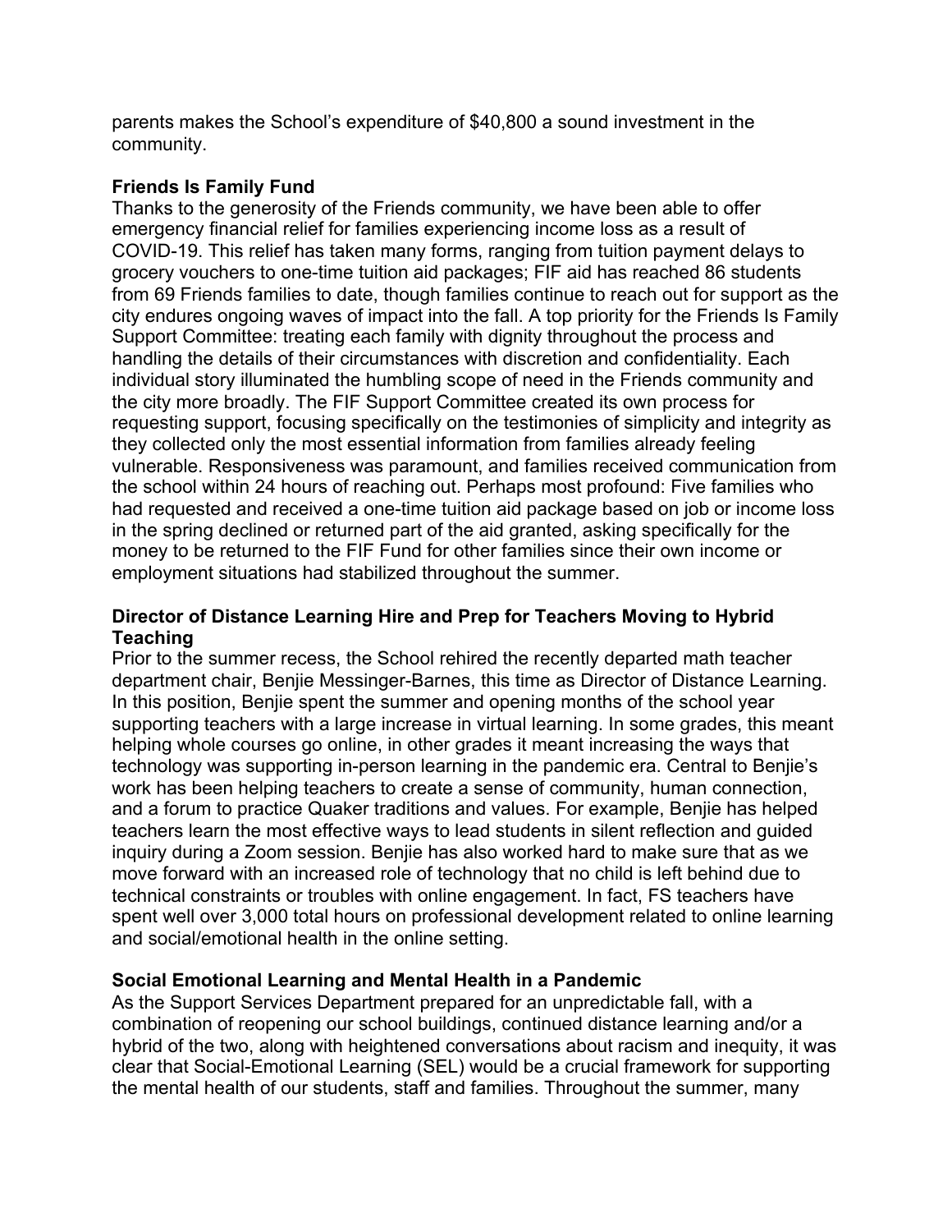parents makes the School's expenditure of $40,800 a sound investment in the community.

**Friends Is Family Fund**

Thanks to the generosity of the Friends community, we have been able to offer emergency financial relief for families experiencing income loss as a result of COVID-19. This relief has taken many forms, ranging from tuition payment delays to grocery vouchers to one-time tuition aid packages; FIF aid has reached 86 students from 69 Friends families to date, though families continue to reach out for support as the city endures ongoing waves of impact into the fall. A top priority for the Friends Is Family Support Committee: treating each family with dignity throughout the process and handling the details of their circumstances with discretion and confidentiality. Each individual story illuminated the humbling scope of need in the Friends community and the city more broadly. The FIF Support Committee created its own process for requesting support, focusing specifically on the testimonies of simplicity and integrity as they collected only the most essential information from families already feeling vulnerable. Responsiveness was paramount, and families received communication from the school within 24 hours of reaching out. Perhaps most profound: Five families who had requested and received a one-time tuition aid package based on job or income loss in the spring declined or returned part of the aid granted, asking specifically for the money to be returned to the FIF Fund for other families since their own income or employment situations had stabilized throughout the summer.

**Director of Distance Learning Hire and Prep for Teachers Moving to Hybrid Teaching**

Prior to the summer recess, the School rehired the recently departed math teacher department chair, Benjie Messinger-Barnes, this time as Director of Distance Learning. In this position, Benjie spent the summer and opening months of the school year supporting teachers with a large increase in virtual learning. In some grades, this meant helping whole courses go online, in other grades it meant increasing the ways that technology was supporting in-person learning in the pandemic era. Central to Benjie's work has been helping teachers to create a sense of community, human connection, and a forum to practice Quaker traditions and values. For example, Benjie has helped teachers learn the most effective ways to lead students in silent reflection and guided inquiry during a Zoom session. Benjie has also worked hard to make sure that as we move forward with an increased role of technology that no child is left behind due to technical constraints or troubles with online engagement. In fact, FS teachers have spent well over 3,000 total hours on professional development related to online learning and social/emotional health in the online setting.

**Social Emotional Learning and Mental Health in a Pandemic**

As the Support Services Department prepared for an unpredictable fall, with a combination of reopening our school buildings, continued distance learning and/or a hybrid of the two, along with heightened conversations about racism and inequity, it was clear that Social-Emotional Learning (SEL) would be a crucial framework for supporting the mental health of our students, staff and families. Throughout the summer, many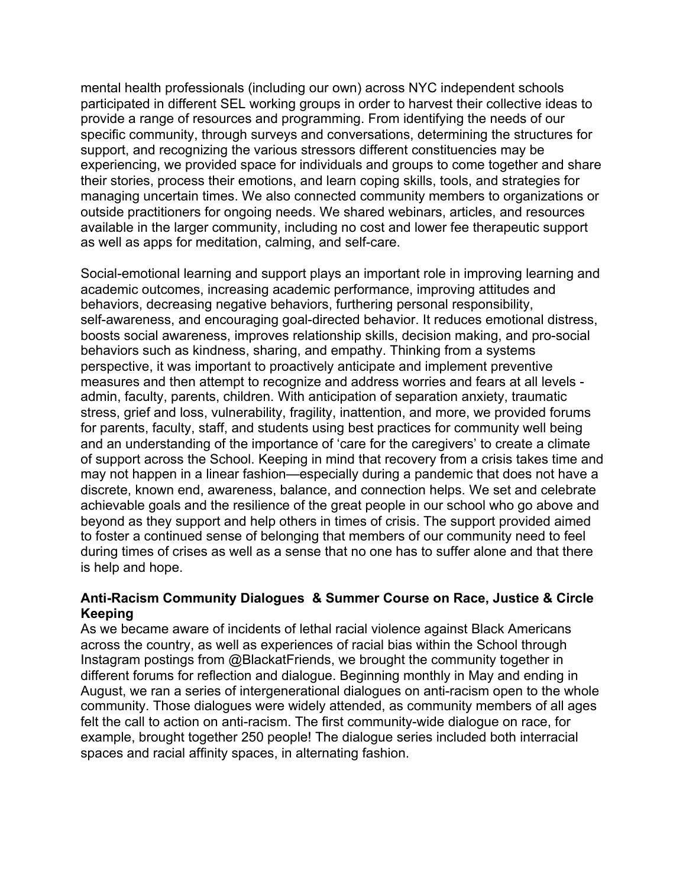mental health professionals (including our own) across NYC independent schools participated in different SEL working groups in order to harvest their collective ideas to provide a range of resources and programming. From identifying the needs of our specific community, through surveys and conversations, determining the structures for support, and recognizing the various stressors different constituencies may be experiencing, we provided space for individuals and groups to come together and share their stories, process their emotions, and learn coping skills, tools, and strategies for managing uncertain times. We also connected community members to organizations or outside practitioners for ongoing needs. We shared webinars, articles, and resources available in the larger community, including no cost and lower fee therapeutic support as well as apps for meditation, calming, and self-care.

Social-emotional learning and support plays an important role in improving learning and academic outcomes, increasing academic performance, improving attitudes and behaviors, decreasing negative behaviors, furthering personal responsibility, self-awareness, and encouraging goal-directed behavior. It reduces emotional distress, boosts social awareness, improves relationship skills, decision making, and pro-social behaviors such as kindness, sharing, and empathy. Thinking from a systems perspective, it was important to proactively anticipate and implement preventive measures and then attempt to recognize and address worries and fears at all levels - admin, faculty, parents, children. With anticipation of separation anxiety, traumatic stress, grief and loss, vulnerability, fragility, inattention, and more, we provided forums for parents, faculty, staff, and students using best practices for community well being and an understanding of the importance of 'care for the caregivers' to create a climate of support across the School. Keeping in mind that recovery from a crisis takes time and may not happen in a linear fashion—especially during a pandemic that does not have a discrete, known end, awareness, balance, and connection helps. We set and celebrate achievable goals and the resilience of the great people in our school who go above and beyond as they support and help others in times of crisis. The support provided aimed to foster a continued sense of belonging that members of our community need to feel during times of crises as well as a sense that no one has to suffer alone and that there is help and hope.

**Anti-Racism Community Dialogues & Summer Course on Race, Justice & Circle Keeping**

As we became aware of incidents of lethal racial violence against Black Americans across the country, as well as experiences of racial bias within the School through Instagram postings from @BlackatFriends, we brought the community together in different forums for reflection and dialogue. Beginning monthly in May and ending in August, we ran a series of intergenerational dialogues on anti-racism open to the whole community. Those dialogues were widely attended, as community members of all ages felt the call to action on anti-racism. The first community-wide dialogue on race, for example, brought together 250 people! The dialogue series included both interracial spaces and racial affinity spaces, in alternating fashion.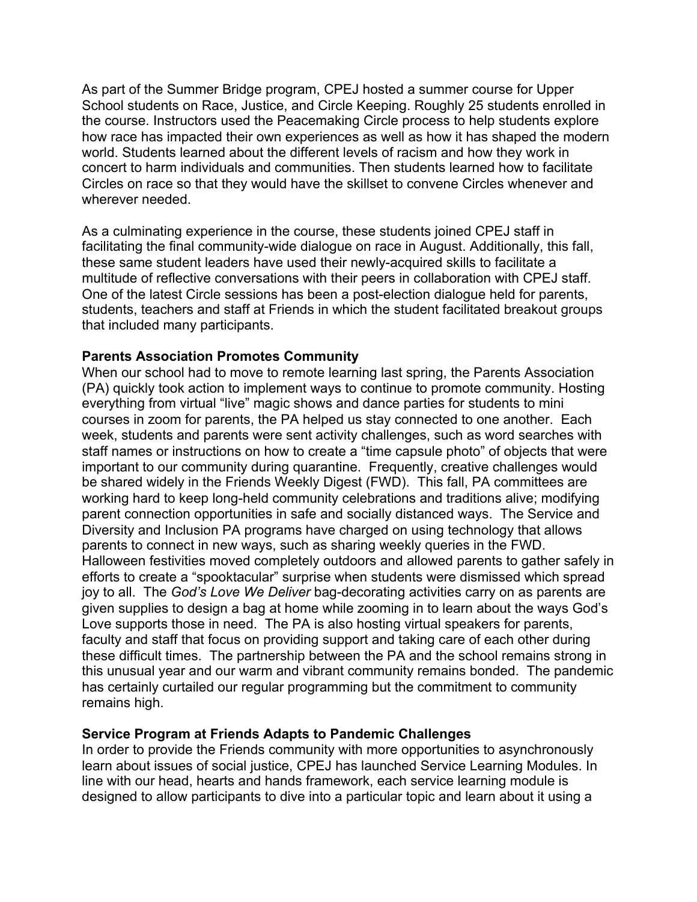As part of the Summer Bridge program, CPEJ hosted a summer course for Upper School students on Race, Justice, and Circle Keeping. Roughly 25 students enrolled in the course. Instructors used the Peacemaking Circle process to help students explore how race has impacted their own experiences as well as how it has shaped the modern world. Students learned about the different levels of racism and how they work in concert to harm individuals and communities. Then students learned how to facilitate Circles on race so that they would have the skillset to convene Circles whenever and wherever needed.

As a culminating experience in the course, these students joined CPEJ staff in facilitating the final community-wide dialogue on race in August. Additionally, this fall, these same student leaders have used their newly-acquired skills to facilitate a multitude of reflective conversations with their peers in collaboration with CPEJ staff. One of the latest Circle sessions has been a post-election dialogue held for parents, students, teachers and staff at Friends in which the student facilitated breakout groups that included many participants.

**Parents Association Promotes Community**

When our school had to move to remote learning last spring, the Parents Association (PA) quickly took action to implement ways to continue to promote community. Hosting everything from virtual "live" magic shows and dance parties for students to mini courses in zoom for parents, the PA helped us stay connected to one another. Each week, students and parents were sent activity challenges, such as word searches with staff names or instructions on how to create a "time capsule photo" of objects that were important to our community during quarantine. Frequently, creative challenges would be shared widely in the Friends Weekly Digest (FWD). This fall, PA committees are working hard to keep long-held community celebrations and traditions alive; modifying parent connection opportunities in safe and socially distanced ways. The Service and Diversity and Inclusion PA programs have charged on using technology that allows parents to connect in new ways, such as sharing weekly queries in the FWD. Halloween festivities moved completely outdoors and allowed parents to gather safely in efforts to create a "spooktacular" surprise when students were dismissed which spread joy to all. The *God's Love We Deliver* bag-decorating activities carry on as parents are given supplies to design a bag at home while zooming in to learn about the ways God's Love supports those in need. The PA is also hosting virtual speakers for parents, faculty and staff that focus on providing support and taking care of each other during these difficult times. The partnership between the PA and the school remains strong in this unusual year and our warm and vibrant community remains bonded. The pandemic has certainly curtailed our regular programming but the commitment to community remains high.

**Service Program at Friends Adapts to Pandemic Challenges**

In order to provide the Friends community with more opportunities to asynchronously learn about issues of social justice, CPEJ has launched Service Learning Modules. In line with our head, hearts and hands framework, each service learning module is designed to allow participants to dive into a particular topic and learn about it using a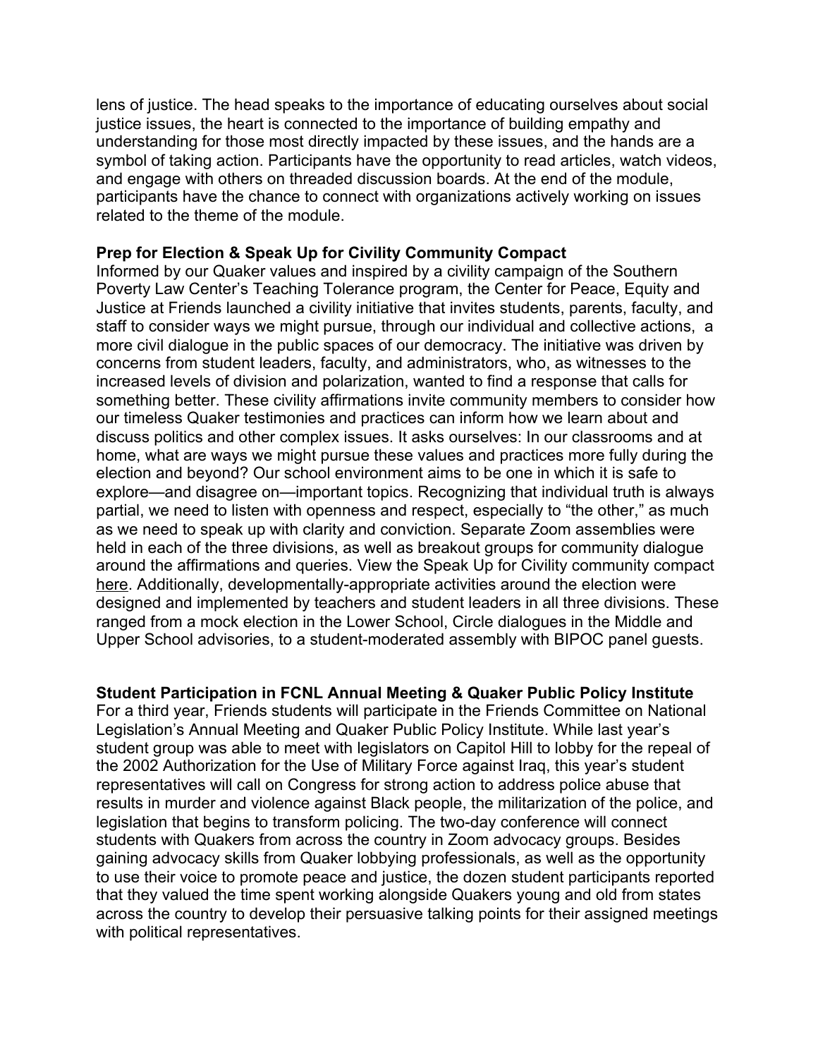lens of justice. The head speaks to the importance of educating ourselves about social justice issues, the heart is connected to the importance of building empathy and understanding for those most directly impacted by these issues, and the hands are a symbol of taking action. Participants have the opportunity to read articles, watch videos, and engage with others on threaded discussion boards. At the end of the module, participants have the chance to connect with organizations actively working on issues related to the theme of the module.

**Prep for Election & Speak Up for Civility Community Compact**

Informed by our Quaker values and inspired by a civility campaign of the Southern Poverty Law Center's Teaching Tolerance program, the Center for Peace, Equity and Justice at Friends launched a civility initiative that invites students, parents, faculty, and staff to consider ways we might pursue, through our individual and collective actions, a more civil dialogue in the public spaces of our democracy. The initiative was driven by concerns from student leaders, faculty, and administrators, who, as witnesses to the increased levels of division and polarization, wanted to find a response that calls for something better. These civility affirmations invite community members to consider how our timeless Quaker testimonies and practices can inform how we learn about and discuss politics and other complex issues. It asks ourselves: In our classrooms and at home, what are ways we might pursue these values and practices more fully during the election and beyond? Our school environment aims to be one in which it is safe to explore—and disagree on—important topics. Recognizing that individual truth is always partial, we need to listen with openness and respect, especially to "the other," as much as we need to speak up with clarity and conviction. Separate Zoom assemblies were held in each of the three divisions, as well as breakout groups for community dialogue around the affirmations and queries. View the Speak Up for Civility community compact here. Additionally, developmentally-appropriate activities around the election were designed and implemented by teachers and student leaders in all three divisions. These ranged from a mock election in the Lower School, Circle dialogues in the Middle and Upper School advisories, to a student-moderated assembly with BIPOC panel guests.

**Student Participation in FCNL Annual Meeting & Quaker Public Policy Institute**

For a third year, Friends students will participate in the Friends Committee on National Legislation's Annual Meeting and Quaker Public Policy Institute. While last year's student group was able to meet with legislators on Capitol Hill to lobby for the repeal of the 2002 Authorization for the Use of Military Force against Iraq, this year's student representatives will call on Congress for strong action to address police abuse that results in murder and violence against Black people, the militarization of the police, and legislation that begins to transform policing. The two-day conference will connect students with Quakers from across the country in Zoom advocacy groups. Besides gaining advocacy skills from Quaker lobbying professionals, as well as the opportunity to use their voice to promote peace and justice, the dozen student participants reported that they valued the time spent working alongside Quakers young and old from states across the country to develop their persuasive talking points for their assigned meetings with political representatives.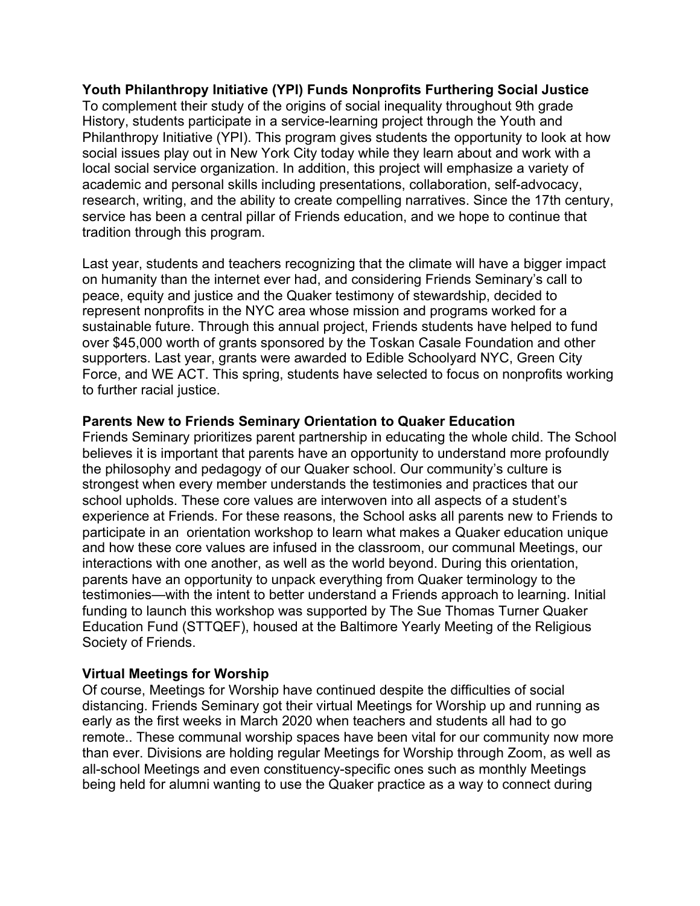**Youth Philanthropy Initiative (YPI) Funds Nonprofits Furthering Social Justice**

To complement their study of the origins of social inequality throughout 9th grade History, students participate in a service-learning project through the Youth and Philanthropy Initiative (YPI). This program gives students the opportunity to look at how social issues play out in New York City today while they learn about and work with a local social service organization. In addition, this project will emphasize a variety of academic and personal skills including presentations, collaboration, self-advocacy, research, writing, and the ability to create compelling narratives. Since the 17th century, service has been a central pillar of Friends education, and we hope to continue that tradition through this program.

Last year, students and teachers recognizing that the climate will have a bigger impact on humanity than the internet ever had, and considering Friends Seminary's call to peace, equity and justice and the Quaker testimony of stewardship, decided to represent nonprofits in the NYC area whose mission and programs worked for a sustainable future. Through this annual project, Friends students have helped to fund over $45,000 worth of grants sponsored by the Toskan Casale Foundation and other supporters. Last year, grants were awarded to Edible Schoolyard NYC, Green City Force, and WE ACT. This spring, students have selected to focus on nonprofits working to further racial justice.

**Parents New to Friends Seminary Orientation to Quaker Education**

Friends Seminary prioritizes parent partnership in educating the whole child. The School believes it is important that parents have an opportunity to understand more profoundly the philosophy and pedagogy of our Quaker school. Our community's culture is strongest when every member understands the testimonies and practices that our school upholds. These core values are interwoven into all aspects of a student's experience at Friends. For these reasons, the School asks all parents new to Friends to participate in an orientation workshop to learn what makes a Quaker education unique and how these core values are infused in the classroom, our communal Meetings, our interactions with one another, as well as the world beyond. During this orientation, parents have an opportunity to unpack everything from Quaker terminology to the testimonies—with the intent to better understand a Friends approach to learning. Initial funding to launch this workshop was supported by The Sue Thomas Turner Quaker Education Fund (STTQEF), housed at the Baltimore Yearly Meeting of the Religious Society of Friends.

**Virtual Meetings for Worship**

Of course, Meetings for Worship have continued despite the difficulties of social distancing. Friends Seminary got their virtual Meetings for Worship up and running as early as the first weeks in March 2020 when teachers and students all had to go remote.. These communal worship spaces have been vital for our community now more than ever. Divisions are holding regular Meetings for Worship through Zoom, as well as all-school Meetings and even constituency-specific ones such as monthly Meetings being held for alumni wanting to use the Quaker practice as a way to connect during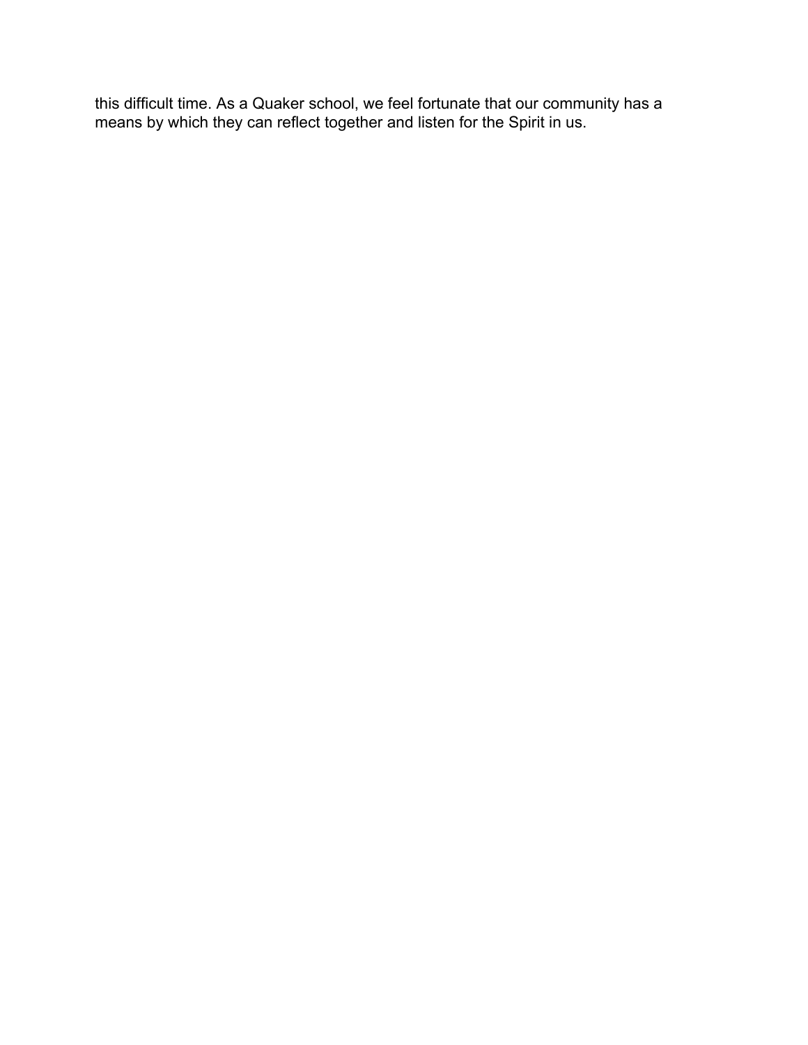this difficult time. As a Quaker school, we feel fortunate that our community has a means by which they can reflect together and listen for the Spirit in us.